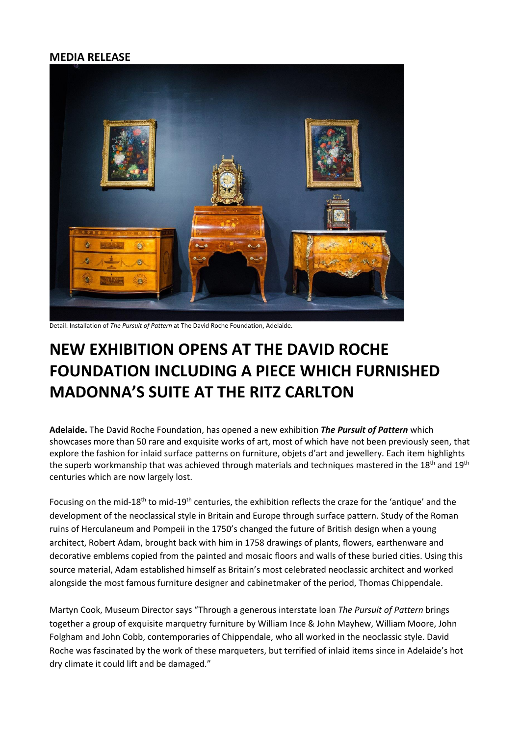**MEDIA RELEASE**

Detail: Installation of *The Pursuit of Pattern* at The David Roche Foundation, Adelaide.

# NEW EXHIBITION OPENS AT THE DAVID ROCHE FOUNDATION INCLUDING A PIECE WHICH FURNISHED MADONNA'S SUITE AT THE RITZ CARLTON

**Adelaide.** The David Roche Foundation, has opened a new exhibition ***The Pursuit of Pattern*** which showcases more than 50 rare and exquisite works of art, most of which have not been previously seen, that explore the fashion for inlaid surface patterns on furniture, objets d'art and jewellery. Each item highlights the superb workmanship that was achieved through materials and techniques mastered in the 18th and 19th centuries which are now largely lost.

Focusing on the mid-18th to mid-19th centuries, the exhibition reflects the craze for the 'antique' and the development of the neoclassical style in Britain and Europe through surface pattern. Study of the Roman ruins of Herculaneum and Pompeii in the 1750's changed the future of British design when a young architect, Robert Adam, brought back with him in 1758 drawings of plants, flowers, earthenware and decorative emblems copied from the painted and mosaic floors and walls of these buried cities. Using this source material, Adam established himself as Britain's most celebrated neoclassic architect and worked alongside the most famous furniture designer and cabinetmaker of the period, Thomas Chippendale.

Martyn Cook, Museum Director says "Through a generous interstate loan *The Pursuit of Pattern* brings together a group of exquisite marquetry furniture by William Ince & John Mayhew, William Moore, John Folgham and John Cobb, contemporaries of Chippendale, who all worked in the neoclassic style. David Roche was fascinated by the work of these marqueters, but terrified of inlaid items since in Adelaide's hot dry climate it could lift and be damaged."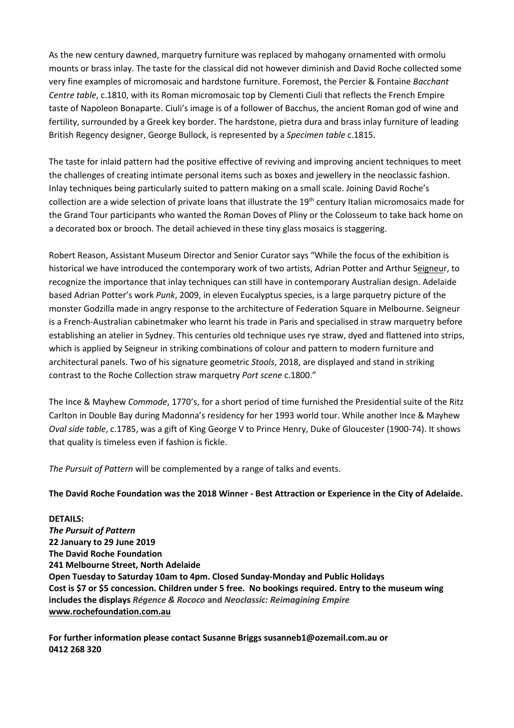As the new century dawned, marquetry furniture was replaced by mahogany ornamented with ormolu mounts or brass inlay. The taste for the classical did not however diminish and David Roche collected some very fine examples of micromosaic and hardstone furniture. Foremost, the Percier & Fontaine *Bacchant Centre table*, c.1810, with its Roman micromosaic top by Clementi Ciuli that reflects the French Empire taste of Napoleon Bonaparte. Ciuli's image is of a follower of Bacchus, the ancient Roman god of wine and fertility, surrounded by a Greek key border. The hardstone, pietra dura and brass inlay furniture of leading British Regency designer, George Bullock, is represented by a *Specimen table* c.1815.

The taste for inlaid pattern had the positive effective of reviving and improving ancient techniques to meet the challenges of creating intimate personal items such as boxes and jewellery in the neoclassic fashion. Inlay techniques being particularly suited to pattern making on a small scale. Joining David Roche's collection are a wide selection of private loans that illustrate the 19th century Italian micromosaics made for the Grand Tour participants who wanted the Roman Doves of Pliny or the Colosseum to take back home on a decorated box or brooch. The detail achieved in these tiny glass mosaics is staggering.

Robert Reason, Assistant Museum Director and Senior Curator says "While the focus of the exhibition is historical we have introduced the contemporary work of two artists, Adrian Potter and Arthur Seigneur, to recognize the importance that inlay techniques can still have in contemporary Australian design. Adelaide based Adrian Potter's work *Punk*, 2009, in eleven Eucalyptus species, is a large parquetry picture of the monster Godzilla made in angry response to the architecture of Federation Square in Melbourne. Seigneur is a French-Australian cabinetmaker who learnt his trade in Paris and specialised in straw marquetry before establishing an atelier in Sydney. This centuries old technique uses rye straw, dyed and flattened into strips, which is applied by Seigneur in striking combinations of colour and pattern to modern furniture and architectural panels. Two of his signature geometric *Stools*, 2018, are displayed and stand in striking contrast to the Roche Collection straw marquetry *Port scene* c.1800."

The Ince & Mayhew *Commode*, 1770's, for a short period of time furnished the Presidential suite of the Ritz Carlton in Double Bay during Madonna's residency for her 1993 world tour. While another Ince & Mayhew *Oval side table*, c.1785, was a gift of King George V to Prince Henry, Duke of Gloucester (1900-74). It shows that quality is timeless even if fashion is fickle.

*The Pursuit of Pattern* will be complemented by a range of talks and events.

**The David Roche Foundation was the 2018 Winner - Best Attraction or Experience in the City of Adelaide.**

**DETAILS:**
***The Pursuit of Pattern***
**22 January to 29 June 2019**
**The David Roche Foundation**
**241 Melbourne Street, North Adelaide**
**Open Tuesday to Saturday 10am to 4pm. Closed Sunday-Monday and Public Holidays**
**Cost is $7 or $5 concession. Children under 5 free. No bookings required. Entry to the museum wing includes the displays *Régence & Rococo* and *Neoclassic: Reimagining Empire***
**www.rochefoundation.com.au**

**For further information please contact Susanne Briggs susanneb1@ozemail.com.au or 0412 268 320**